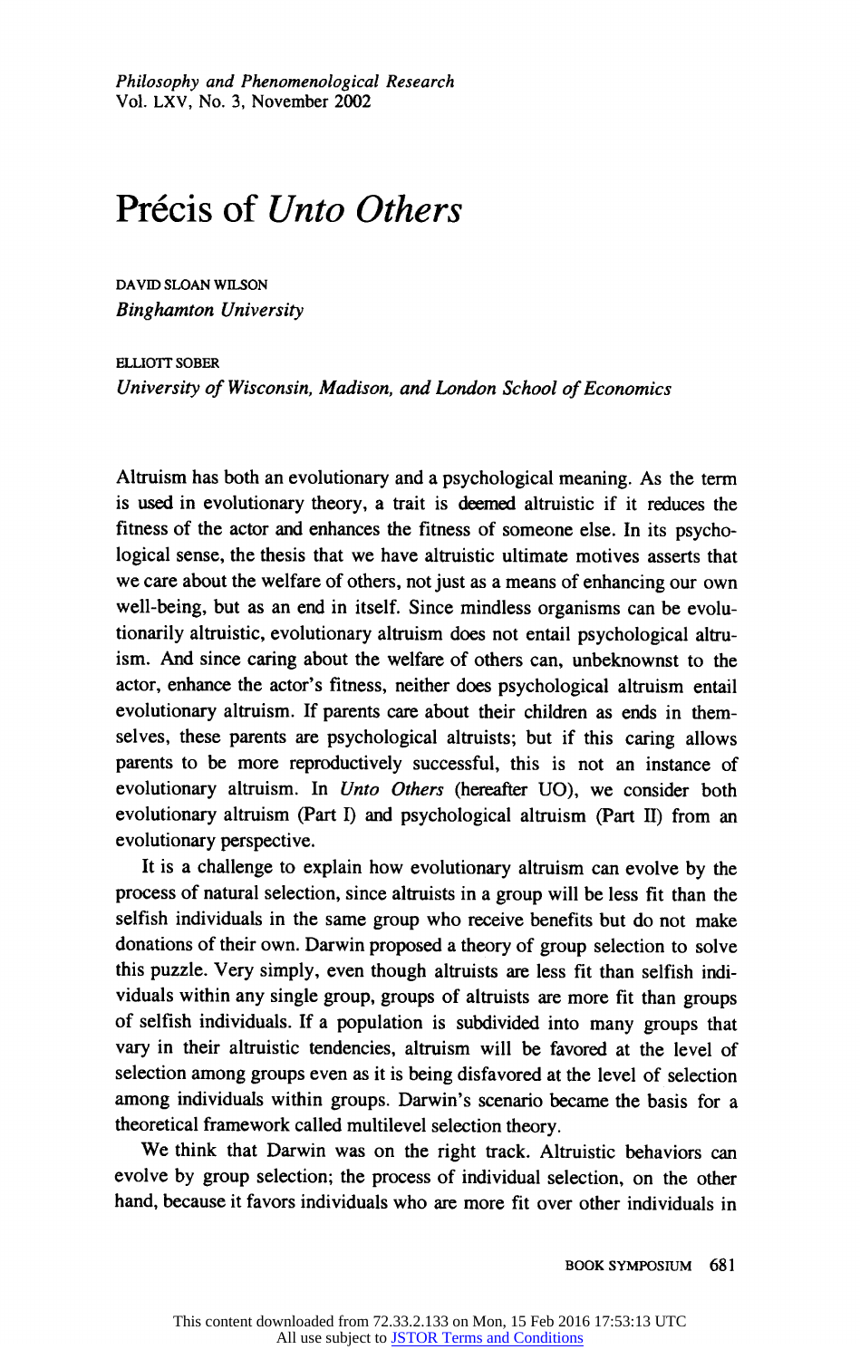# Précis of *Unto Others*

DAVID SLOAN WILSON
*Binghamton University*

ELLIOTT SOBER
*University of Wisconsin, Madison, and London School of Economics*

Altruism has both an evolutionary and a psychological meaning. As the term is used in evolutionary theory, a trait is deemed altruistic if it reduces the fitness of the actor and enhances the fitness of someone else. In its psychological sense, the thesis that we have altruistic ultimate motives asserts that we care about the welfare of others, not just as a means of enhancing our own well-being, but as an end in itself. Since mindless organisms can be evolutionarily altruistic, evolutionary altruism does not entail psychological altruism. And since caring about the welfare of others can, unbeknownst to the actor, enhance the actor's fitness, neither does psychological altruism entail evolutionary altruism. If parents care about their children as ends in themselves, these parents are psychological altruists; but if this caring allows parents to be more reproductively successful, this is not an instance of evolutionary altruism. In *Unto Others* (hereafter UO), we consider both evolutionary altruism (Part I) and psychological altruism (Part II) from an evolutionary perspective.

It is a challenge to explain how evolutionary altruism can evolve by the process of natural selection, since altruists in a group will be less fit than the selfish individuals in the same group who receive benefits but do not make donations of their own. Darwin proposed a theory of group selection to solve this puzzle. Very simply, even though altruists are less fit than selfish individuals within any single group, groups of altruists are more fit than groups of selfish individuals. If a population is subdivided into many groups that vary in their altruistic tendencies, altruism will be favored at the level of selection among groups even as it is being disfavored at the level of selection among individuals within groups. Darwin's scenario became the basis for a theoretical framework called multilevel selection theory.

We think that Darwin was on the right track. Altruistic behaviors can evolve by group selection; the process of individual selection, on the other hand, because it favors individuals who are more fit over other individuals in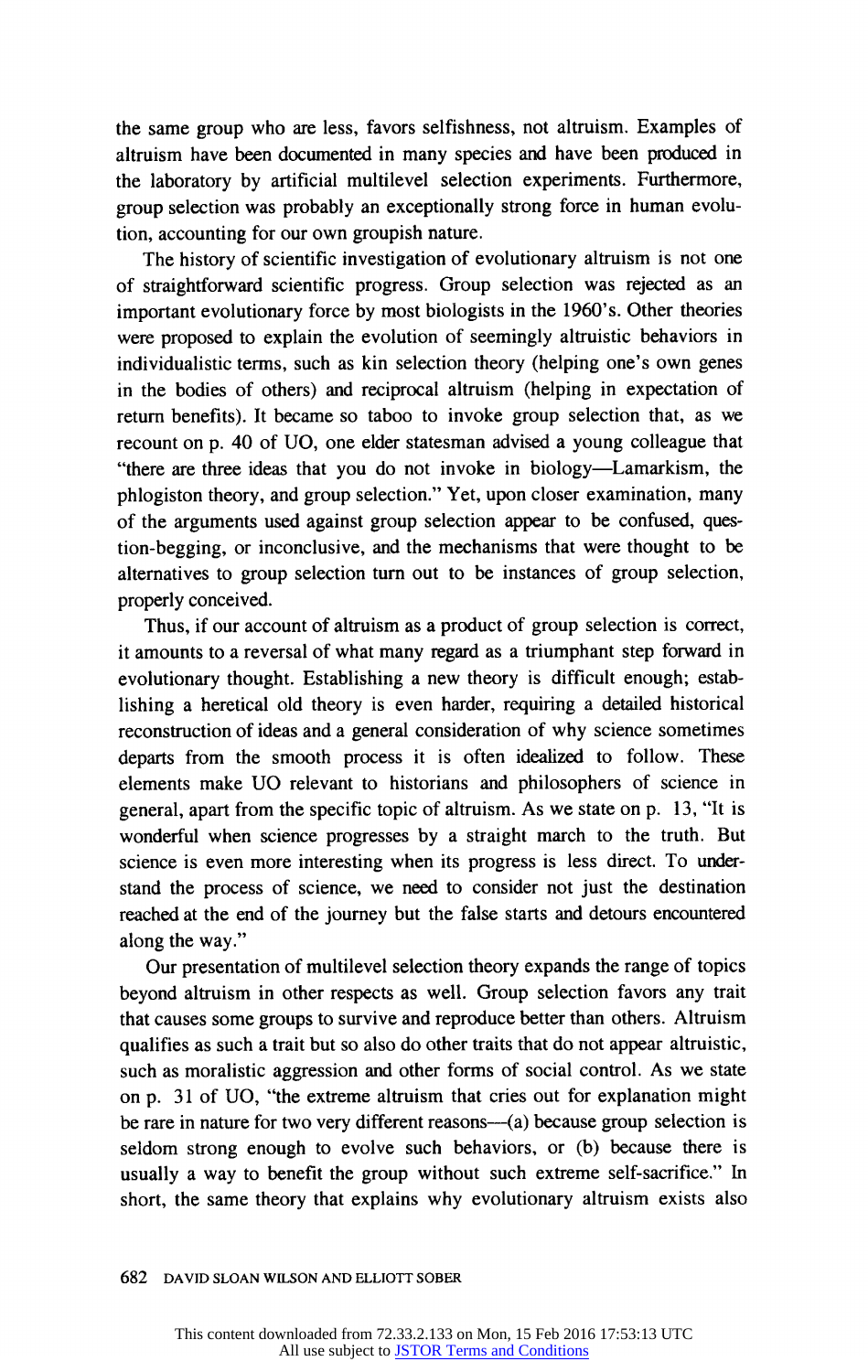the same group who are less, favors selfishness, not altruism. Examples of altruism have been documented in many species and have been produced in the laboratory by artificial multilevel selection experiments. Furthermore, group selection was probably an exceptionally strong force in human evolution, accounting for our own groupish nature.

The history of scientific investigation of evolutionary altruism is not one of straightforward scientific progress. Group selection was rejected as an important evolutionary force by most biologists in the 1960's. Other theories were proposed to explain the evolution of seemingly altruistic behaviors in individualistic terms, such as kin selection theory (helping one's own genes in the bodies of others) and reciprocal altruism (helping in expectation of return benefits). It became so taboo to invoke group selection that, as we recount on p. 40 of UO, one elder statesman advised a young colleague that "there are three ideas that you do not invoke in biology—Lamarkism, the phlogiston theory, and group selection." Yet, upon closer examination, many of the arguments used against group selection appear to be confused, question-begging, or inconclusive, and the mechanisms that were thought to be alternatives to group selection turn out to be instances of group selection, properly conceived.

Thus, if our account of altruism as a product of group selection is correct, it amounts to a reversal of what many regard as a triumphant step forward in evolutionary thought. Establishing a new theory is difficult enough; establishing a heretical old theory is even harder, requiring a detailed historical reconstruction of ideas and a general consideration of why science sometimes departs from the smooth process it is often idealized to follow. These elements make UO relevant to historians and philosophers of science in general, apart from the specific topic of altruism. As we state on p. 13, "It is wonderful when science progresses by a straight march to the truth. But science is even more interesting when its progress is less direct. To understand the process of science, we need to consider not just the destination reached at the end of the journey but the false starts and detours encountered along the way."

Our presentation of multilevel selection theory expands the range of topics beyond altruism in other respects as well. Group selection favors any trait that causes some groups to survive and reproduce better than others. Altruism qualifies as such a trait but so also do other traits that do not appear altruistic, such as moralistic aggression and other forms of social control. As we state on p. 31 of UO, "the extreme altruism that cries out for explanation might be rare in nature for two very different reasons—(a) because group selection is seldom strong enough to evolve such behaviors, or (b) because there is usually a way to benefit the group without such extreme self-sacrifice." In short, the same theory that explains why evolutionary altruism exists also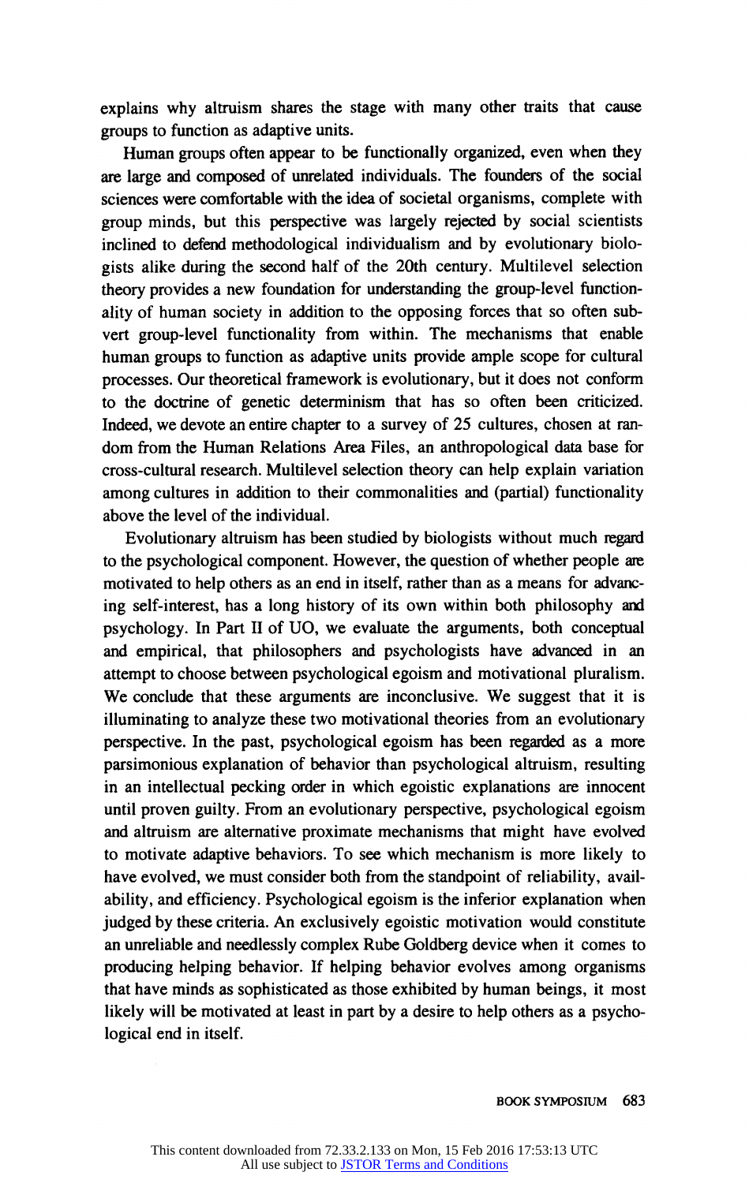explains why altruism shares the stage with many other traits that cause groups to function as adaptive units.

Human groups often appear to be functionally organized, even when they are large and composed of unrelated individuals. The founders of the social sciences were comfortable with the idea of societal organisms, complete with group minds, but this perspective was largely rejected by social scientists inclined to defend methodological individualism and by evolutionary biologists alike during the second half of the 20th century. Multilevel selection theory provides a new foundation for understanding the group-level functionality of human society in addition to the opposing forces that so often subvert group-level functionality from within. The mechanisms that enable human groups to function as adaptive units provide ample scope for cultural processes. Our theoretical framework is evolutionary, but it does not conform to the doctrine of genetic determinism that has so often been criticized. Indeed, we devote an entire chapter to a survey of 25 cultures, chosen at random from the Human Relations Area Files, an anthropological data base for cross-cultural research. Multilevel selection theory can help explain variation among cultures in addition to their commonalities and (partial) functionality above the level of the individual.

Evolutionary altruism has been studied by biologists without much regard to the psychological component. However, the question of whether people are motivated to help others as an end in itself, rather than as a means for advancing self-interest, has a long history of its own within both philosophy and psychology. In Part II of UO, we evaluate the arguments, both conceptual and empirical, that philosophers and psychologists have advanced in an attempt to choose between psychological egoism and motivational pluralism. We conclude that these arguments are inconclusive. We suggest that it is illuminating to analyze these two motivational theories from an evolutionary perspective. In the past, psychological egoism has been regarded as a more parsimonious explanation of behavior than psychological altruism, resulting in an intellectual pecking order in which egoistic explanations are innocent until proven guilty. From an evolutionary perspective, psychological egoism and altruism are alternative proximate mechanisms that might have evolved to motivate adaptive behaviors. To see which mechanism is more likely to have evolved, we must consider both from the standpoint of reliability, availability, and efficiency. Psychological egoism is the inferior explanation when judged by these criteria. An exclusively egoistic motivation would constitute an unreliable and needlessly complex Rube Goldberg device when it comes to producing helping behavior. If helping behavior evolves among organisms that have minds as sophisticated as those exhibited by human beings, it most likely will be motivated at least in part by a desire to help others as a psychological end in itself.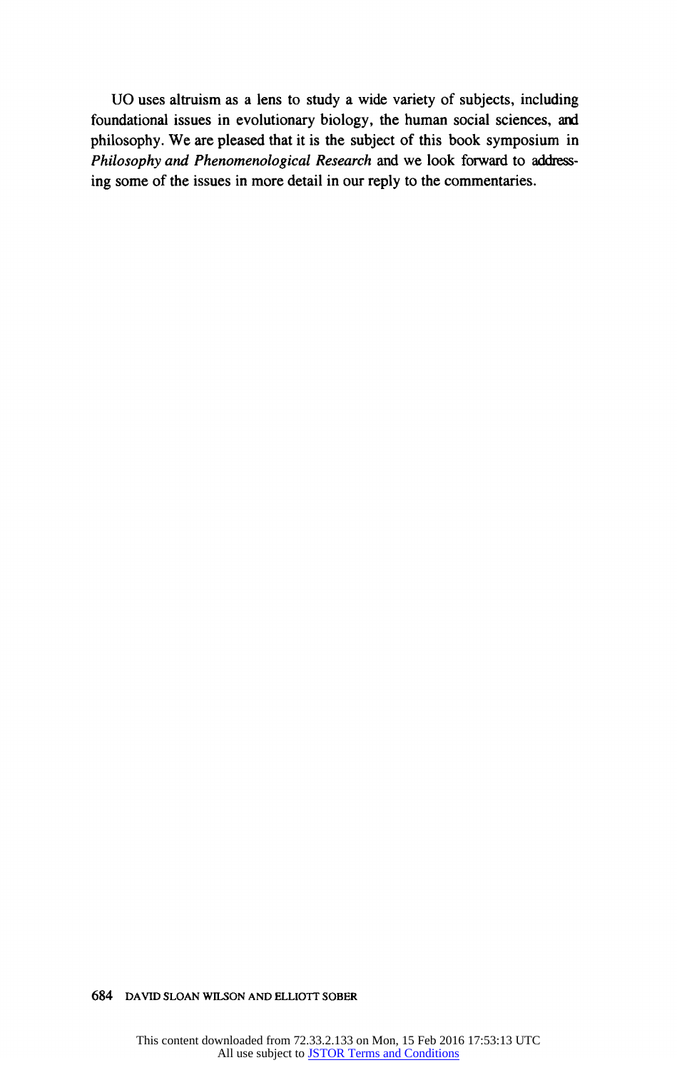UO uses altruism as a lens to study a wide variety of subjects, including foundational issues in evolutionary biology, the human social sciences, and philosophy. We are pleased that it is the subject of this book symposium in *Philosophy and Phenomenological Research* and we look forward to addressing some of the issues in more detail in our reply to the commentaries.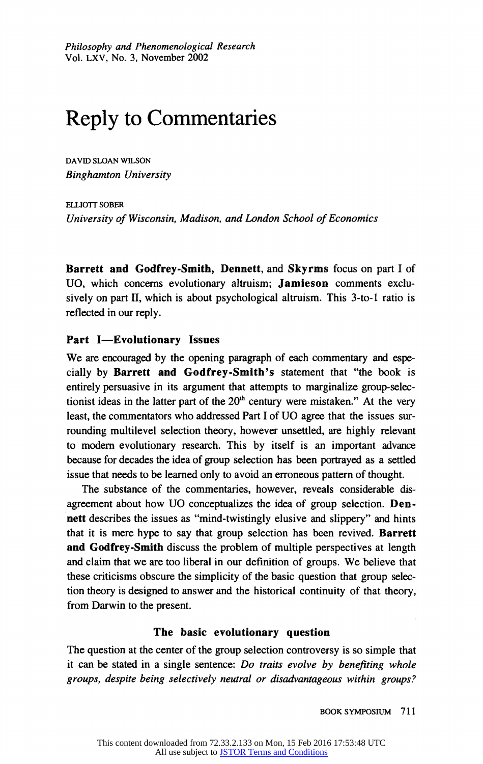Philosophy and Phenomenological Research
Vol. LXV, No. 3, November 2002

# Reply to Commentaries

DAVID SLOAN WILSON
*Binghamton University*

ELLIOTT SOBER
*University of Wisconsin, Madison, and London School of Economics*

**Barrett and Godfrey-Smith, Dennett**, and **Skyrms** focus on part I of UO, which concerns evolutionary altruism; **Jamieson** comments exclusively on part II, which is about psychological altruism. This 3-to-1 ratio is reflected in our reply.

## Part I—Evolutionary Issues

We are encouraged by the opening paragraph of each commentary and especially by **Barrett and Godfrey-Smith's** statement that "the book is entirely persuasive in its argument that attempts to marginalize group-selectionist ideas in the latter part of the 20th century were mistaken." At the very least, the commentators who addressed Part I of UO agree that the issues surrounding multilevel selection theory, however unsettled, are highly relevant to modern evolutionary research. This by itself is an important advance because for decades the idea of group selection has been portrayed as a settled issue that needs to be learned only to avoid an erroneous pattern of thought.

The substance of the commentaries, however, reveals considerable disagreement about how UO conceptualizes the idea of group selection. **Dennett** describes the issues as "mind-twistingly elusive and slippery" and hints that it is mere hype to say that group selection has been revived. **Barrett and Godfrey-Smith** discuss the problem of multiple perspectives at length and claim that we are too liberal in our definition of groups. We believe that these criticisms obscure the simplicity of the basic question that group selection theory is designed to answer and the historical continuity of that theory, from Darwin to the present.

### The basic evolutionary question

The question at the center of the group selection controversy is so simple that it can be stated in a single sentence: *Do traits evolve by benefiting whole groups, despite being selectively neutral or disadvantageous within groups?*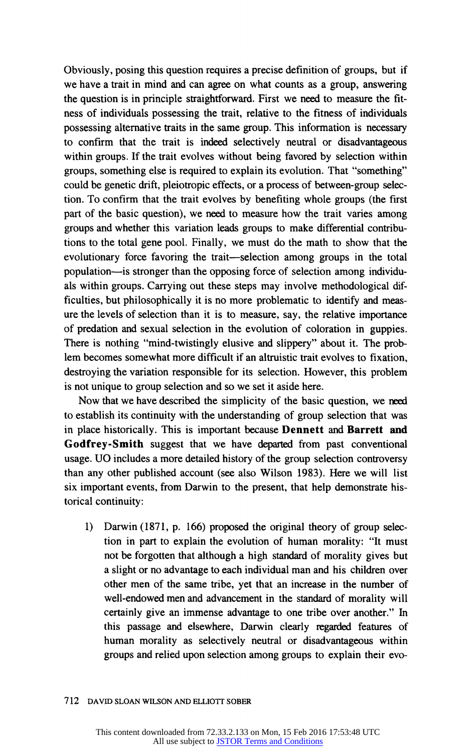Obviously, posing this question requires a precise definition of groups, but if we have a trait in mind and can agree on what counts as a group, answering the question is in principle straightforward. First we need to measure the fitness of individuals possessing the trait, relative to the fitness of individuals possessing alternative traits in the same group. This information is necessary to confirm that the trait is indeed selectively neutral or disadvantageous within groups. If the trait evolves without being favored by selection within groups, something else is required to explain its evolution. That "something" could be genetic drift, pleiotropic effects, or a process of between-group selection. To confirm that the trait evolves by benefiting whole groups (the first part of the basic question), we need to measure how the trait varies among groups and whether this variation leads groups to make differential contributions to the total gene pool. Finally, we must do the math to show that the evolutionary force favoring the trait—selection among groups in the total population—is stronger than the opposing force of selection among individuals within groups. Carrying out these steps may involve methodological difficulties, but philosophically it is no more problematic to identify and measure the levels of selection than it is to measure, say, the relative importance of predation and sexual selection in the evolution of coloration in guppies. There is nothing "mind-twistingly elusive and slippery" about it. The problem becomes somewhat more difficult if an altruistic trait evolves to fixation, destroying the variation responsible for its selection. However, this problem is not unique to group selection and so we set it aside here.

Now that we have described the simplicity of the basic question, we need to establish its continuity with the understanding of group selection that was in place historically. This is important because **Dennett** and **Barrett and Godfrey-Smith** suggest that we have departed from past conventional usage. UO includes a more detailed history of the group selection controversy than any other published account (see also Wilson 1983). Here we will list six important events, from Darwin to the present, that help demonstrate historical continuity:

1) Darwin (1871, p. 166) proposed the original theory of group selection in part to explain the evolution of human morality: "It must not be forgotten that although a high standard of morality gives but a slight or no advantage to each individual man and his children over other men of the same tribe, yet that an increase in the number of well-endowed men and advancement in the standard of morality will certainly give an immense advantage to one tribe over another." In this passage and elsewhere, Darwin clearly regarded features of human morality as selectively neutral or disadvantageous within groups and relied upon selection among groups to explain their evo-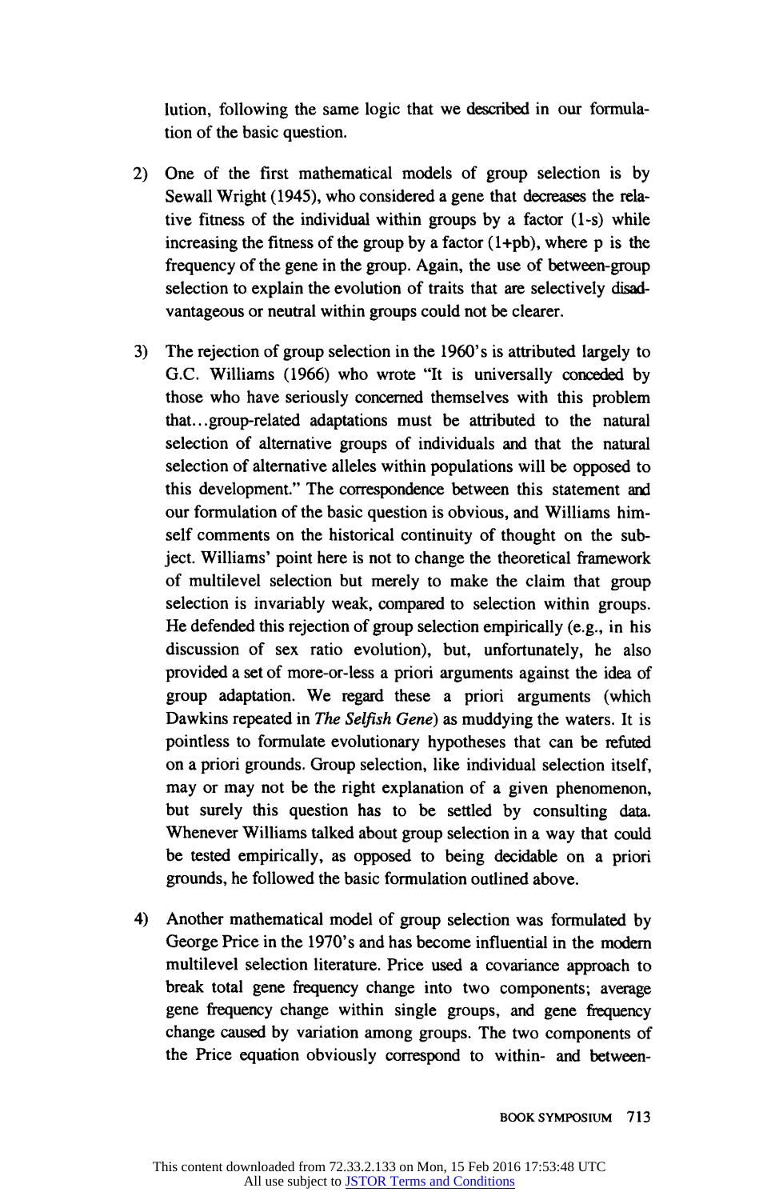lution, following the same logic that we described in our formulation of the basic question.

2) One of the first mathematical models of group selection is by Sewall Wright (1945), who considered a gene that decreases the relative fitness of the individual within groups by a factor $(1\text{-}s)$ while increasing the fitness of the group by a factor $(1\text{+}pb)$, where $p$ is the frequency of the gene in the group. Again, the use of between-group selection to explain the evolution of traits that are selectively disadvantageous or neutral within groups could not be clearer.

3) The rejection of group selection in the 1960's is attributed largely to G.C. Williams (1966) who wrote "It is universally conceded by those who have seriously concerned themselves with this problem that...group-related adaptations must be attributed to the natural selection of alternative groups of individuals and that the natural selection of alternative alleles within populations will be opposed to this development." The correspondence between this statement and our formulation of the basic question is obvious, and Williams himself comments on the historical continuity of thought on the subject. Williams' point here is not to change the theoretical framework of multilevel selection but merely to make the claim that group selection is invariably weak, compared to selection within groups. He defended this rejection of group selection empirically (e.g., in his discussion of sex ratio evolution), but, unfortunately, he also provided a set of more-or-less a priori arguments against the idea of group adaptation. We regard these a priori arguments (which Dawkins repeated in *The Selfish Gene*) as muddying the waters. It is pointless to formulate evolutionary hypotheses that can be refuted on a priori grounds. Group selection, like individual selection itself, may or may not be the right explanation of a given phenomenon, but surely this question has to be settled by consulting data. Whenever Williams talked about group selection in a way that could be tested empirically, as opposed to being decidable on a priori grounds, he followed the basic formulation outlined above.

4) Another mathematical model of group selection was formulated by George Price in the 1970's and has become influential in the modern multilevel selection literature. Price used a covariance approach to break total gene frequency change into two components; average gene frequency change within single groups, and gene frequency change caused by variation among groups. The two components of the Price equation obviously correspond to within- and between-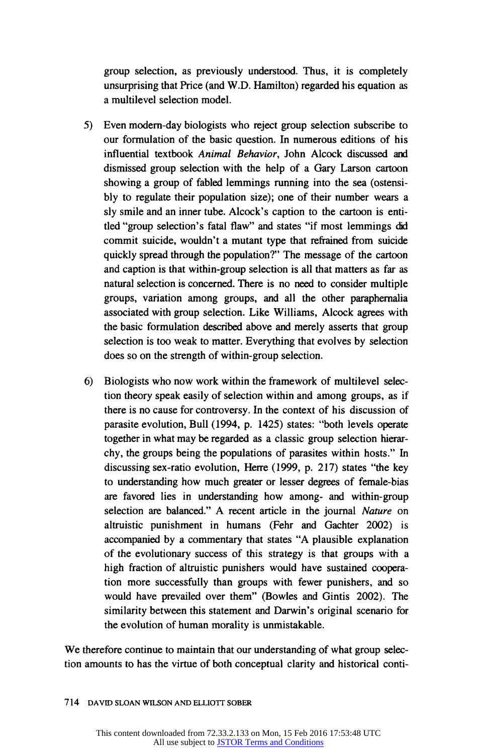group selection, as previously understood. Thus, it is completely unsurprising that Price (and W.D. Hamilton) regarded his equation as a multilevel selection model.

5) Even modern-day biologists who reject group selection subscribe to our formulation of the basic question. In numerous editions of his influential textbook *Animal Behavior*, John Alcock discussed and dismissed group selection with the help of a Gary Larson cartoon showing a group of fabled lemmings running into the sea (ostensibly to regulate their population size); one of their number wears a sly smile and an inner tube. Alcock's caption to the cartoon is entitled "group selection's fatal flaw" and states "if most lemmings did commit suicide, wouldn't a mutant type that refrained from suicide quickly spread through the population?" The message of the cartoon and caption is that within-group selection is all that matters as far as natural selection is concerned. There is no need to consider multiple groups, variation among groups, and all the other paraphernalia associated with group selection. Like Williams, Alcock agrees with the basic formulation described above and merely asserts that group selection is too weak to matter. Everything that evolves by selection does so on the strength of within-group selection.

6) Biologists who now work within the framework of multilevel selection theory speak easily of selection within and among groups, as if there is no cause for controversy. In the context of his discussion of parasite evolution, Bull (1994, p. 1425) states: "both levels operate together in what may be regarded as a classic group selection hierarchy, the groups being the populations of parasites within hosts." In discussing sex-ratio evolution, Herre (1999, p. 217) states "the key to understanding how much greater or lesser degrees of female-bias are favored lies in understanding how among- and within-group selection are balanced." A recent article in the journal *Nature* on altruistic punishment in humans (Fehr and Gachter 2002) is accompanied by a commentary that states "A plausible explanation of the evolutionary success of this strategy is that groups with a high fraction of altruistic punishers would have sustained cooperation more successfully than groups with fewer punishers, and so would have prevailed over them" (Bowles and Gintis 2002). The similarity between this statement and Darwin's original scenario for the evolution of human morality is unmistakable.

We therefore continue to maintain that our understanding of what group selection amounts to has the virtue of both conceptual clarity and historical conti-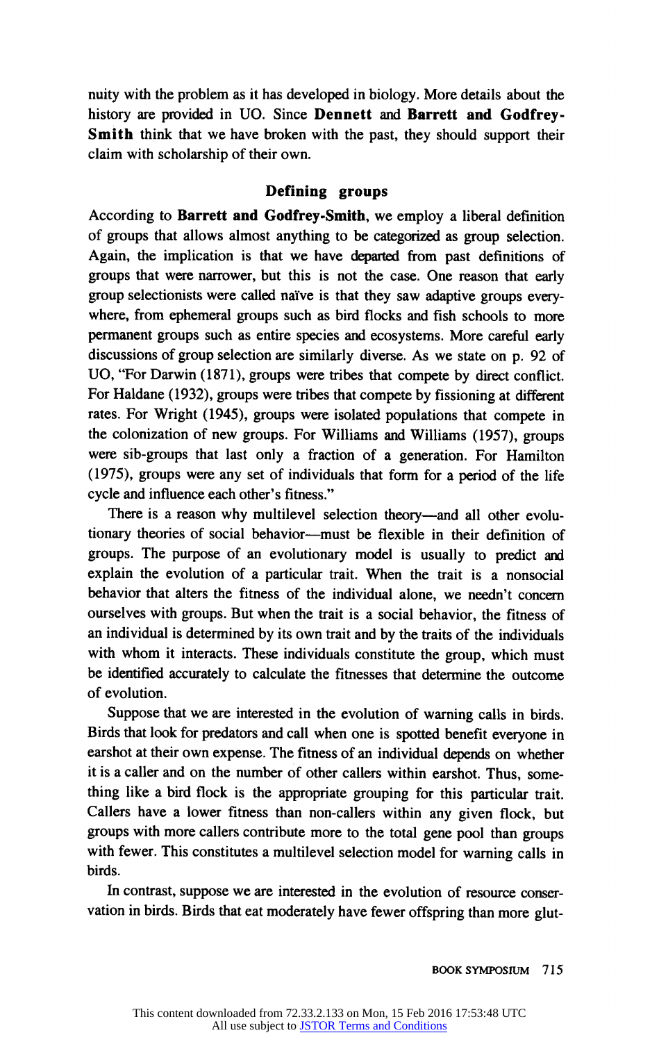nuity with the problem as it has developed in biology. More details about the history are provided in UO. Since **Dennett** and **Barrett and Godfrey-Smith** think that we have broken with the past, they should support their claim with scholarship of their own.

## Defining groups

According to **Barrett and Godfrey-Smith**, we employ a liberal definition of groups that allows almost anything to be categorized as group selection. Again, the implication is that we have departed from past definitions of groups that were narrower, but this is not the case. One reason that early group selectionists were called naïve is that they saw adaptive groups everywhere, from ephemeral groups such as bird flocks and fish schools to more permanent groups such as entire species and ecosystems. More careful early discussions of group selection are similarly diverse. As we state on p. 92 of UO, "For Darwin (1871), groups were tribes that compete by direct conflict. For Haldane (1932), groups were tribes that compete by fissioning at different rates. For Wright (1945), groups were isolated populations that compete in the colonization of new groups. For Williams and Williams (1957), groups were sib-groups that last only a fraction of a generation. For Hamilton (1975), groups were any set of individuals that form for a period of the life cycle and influence each other's fitness."

There is a reason why multilevel selection theory—and all other evolutionary theories of social behavior—must be flexible in their definition of groups. The purpose of an evolutionary model is usually to predict and explain the evolution of a particular trait. When the trait is a nonsocial behavior that alters the fitness of the individual alone, we needn't concern ourselves with groups. But when the trait is a social behavior, the fitness of an individual is determined by its own trait and by the traits of the individuals with whom it interacts. These individuals constitute the group, which must be identified accurately to calculate the fitnesses that determine the outcome of evolution.

Suppose that we are interested in the evolution of warning calls in birds. Birds that look for predators and call when one is spotted benefit everyone in earshot at their own expense. The fitness of an individual depends on whether it is a caller and on the number of other callers within earshot. Thus, something like a bird flock is the appropriate grouping for this particular trait. Callers have a lower fitness than non-callers within any given flock, but groups with more callers contribute more to the total gene pool than groups with fewer. This constitutes a multilevel selection model for warning calls in birds.

In contrast, suppose we are interested in the evolution of resource conservation in birds. Birds that eat moderately have fewer offspring than more glut-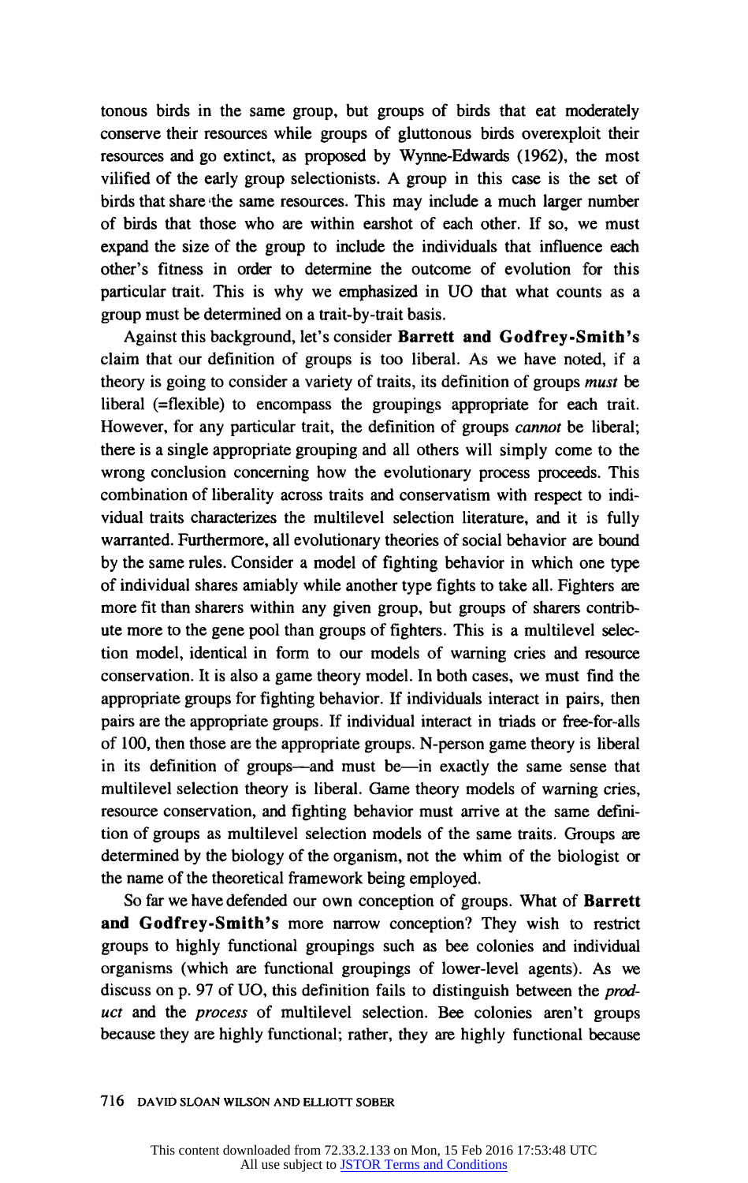tonous birds in the same group, but groups of birds that eat moderately conserve their resources while groups of gluttonous birds overexploit their resources and go extinct, as proposed by Wynne-Edwards (1962), the most vilified of the early group selectionists. A group in this case is the set of birds that share the same resources. This may include a much larger number of birds that those who are within earshot of each other. If so, we must expand the size of the group to include the individuals that influence each other's fitness in order to determine the outcome of evolution for this particular trait. This is why we emphasized in UO that what counts as a group must be determined on a trait-by-trait basis.

Against this background, let's consider **Barrett and Godfrey-Smith's** claim that our definition of groups is too liberal. As we have noted, if a theory is going to consider a variety of traits, its definition of groups *must* be liberal (=flexible) to encompass the groupings appropriate for each trait. However, for any particular trait, the definition of groups *cannot* be liberal; there is a single appropriate grouping and all others will simply come to the wrong conclusion concerning how the evolutionary process proceeds. This combination of liberality across traits and conservatism with respect to individual traits characterizes the multilevel selection literature, and it is fully warranted. Furthermore, all evolutionary theories of social behavior are bound by the same rules. Consider a model of fighting behavior in which one type of individual shares amiably while another type fights to take all. Fighters are more fit than sharers within any given group, but groups of sharers contribute more to the gene pool than groups of fighters. This is a multilevel selection model, identical in form to our models of warning cries and resource conservation. It is also a game theory model. In both cases, we must find the appropriate groups for fighting behavior. If individuals interact in pairs, then pairs are the appropriate groups. If individual interact in triads or free-for-alls of 100, then those are the appropriate groups. N-person game theory is liberal in its definition of groups—and must be—in exactly the same sense that multilevel selection theory is liberal. Game theory models of warning cries, resource conservation, and fighting behavior must arrive at the same definition of groups as multilevel selection models of the same traits. Groups are determined by the biology of the organism, not the whim of the biologist or the name of the theoretical framework being employed.

So far we have defended our own conception of groups. What of **Barrett and Godfrey-Smith's** more narrow conception? They wish to restrict groups to highly functional groupings such as bee colonies and individual organisms (which are functional groupings of lower-level agents). As we discuss on p. 97 of UO, this definition fails to distinguish between the *product* and the *process* of multilevel selection. Bee colonies aren't groups because they are highly functional; rather, they are highly functional because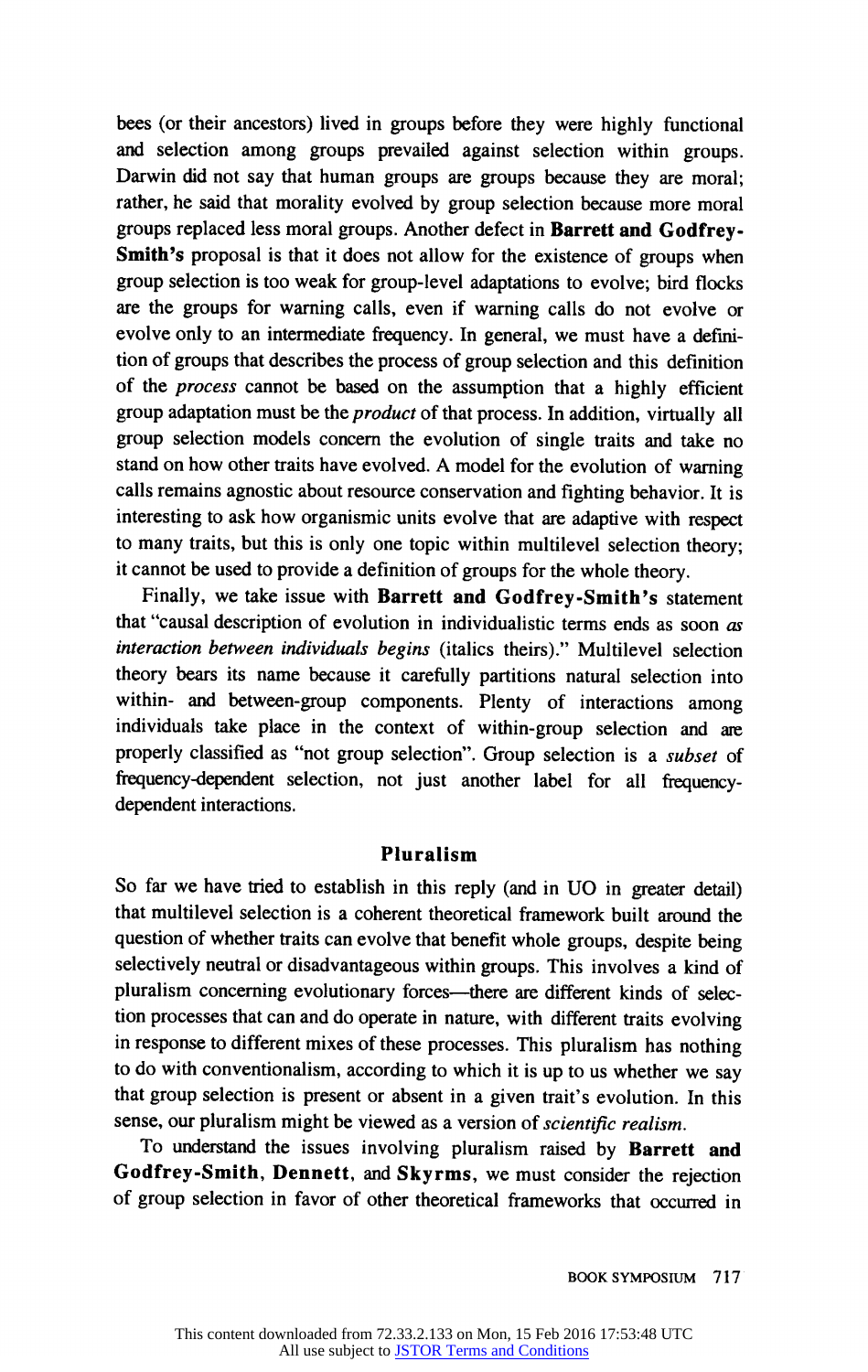bees (or their ancestors) lived in groups before they were highly functional and selection among groups prevailed against selection within groups. Darwin did not say that human groups are groups because they are moral; rather, he said that morality evolved by group selection because more moral groups replaced less moral groups. Another defect in **Barrett and Godfrey-Smith's** proposal is that it does not allow for the existence of groups when group selection is too weak for group-level adaptations to evolve; bird flocks are the groups for warning calls, even if warning calls do not evolve or evolve only to an intermediate frequency. In general, we must have a definition of groups that describes the process of group selection and this definition of the *process* cannot be based on the assumption that a highly efficient group adaptation must be the *product* of that process. In addition, virtually all group selection models concern the evolution of single traits and take no stand on how other traits have evolved. A model for the evolution of warning calls remains agnostic about resource conservation and fighting behavior. It is interesting to ask how organismic units evolve that are adaptive with respect to many traits, but this is only one topic within multilevel selection theory; it cannot be used to provide a definition of groups for the whole theory.

Finally, we take issue with **Barrett and Godfrey-Smith's** statement that "causal description of evolution in individualistic terms ends as soon *as interaction between individuals begins* (italics theirs)." Multilevel selection theory bears its name because it carefully partitions natural selection into within- and between-group components. Plenty of interactions among individuals take place in the context of within-group selection and are properly classified as "not group selection". Group selection is a *subset* of frequency-dependent selection, not just another label for all frequency-dependent interactions.

## Pluralism

So far we have tried to establish in this reply (and in UO in greater detail) that multilevel selection is a coherent theoretical framework built around the question of whether traits can evolve that benefit whole groups, despite being selectively neutral or disadvantageous within groups. This involves a kind of pluralism concerning evolutionary forces—there are different kinds of selection processes that can and do operate in nature, with different traits evolving in response to different mixes of these processes. This pluralism has nothing to do with conventionalism, according to which it is up to us whether we say that group selection is present or absent in a given trait's evolution. In this sense, our pluralism might be viewed as a version of *scientific realism*.

To understand the issues involving pluralism raised by **Barrett and Godfrey-Smith**, **Dennett**, and **Skyrms**, we must consider the rejection of group selection in favor of other theoretical frameworks that occurred in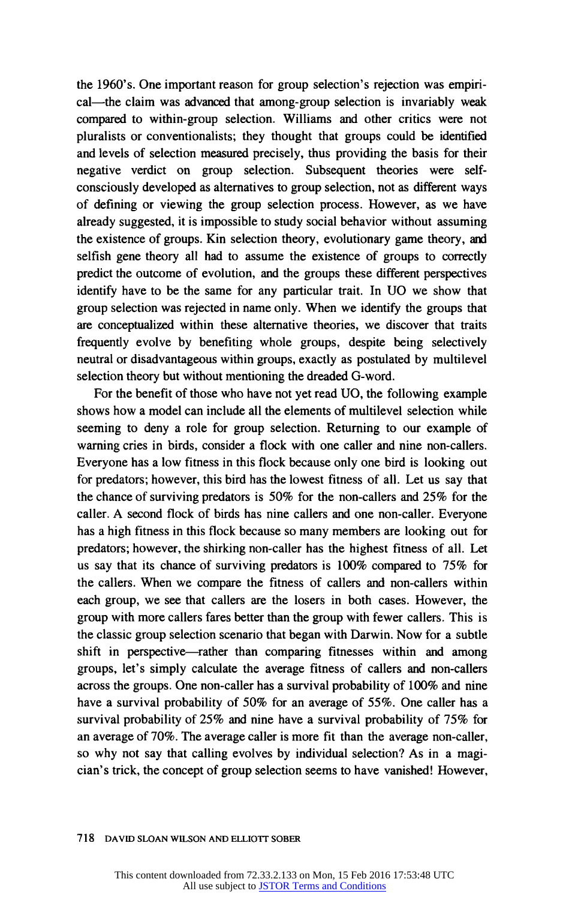the 1960's. One important reason for group selection's rejection was empirical—the claim was advanced that among-group selection is invariably weak compared to within-group selection. Williams and other critics were not pluralists or conventionalists; they thought that groups could be identified and levels of selection measured precisely, thus providing the basis for their negative verdict on group selection. Subsequent theories were self-consciously developed as alternatives to group selection, not as different ways of defining or viewing the group selection process. However, as we have already suggested, it is impossible to study social behavior without assuming the existence of groups. Kin selection theory, evolutionary game theory, and selfish gene theory all had to assume the existence of groups to correctly predict the outcome of evolution, and the groups these different perspectives identify have to be the same for any particular trait. In UO we show that group selection was rejected in name only. When we identify the groups that are conceptualized within these alternative theories, we discover that traits frequently evolve by benefiting whole groups, despite being selectively neutral or disadvantageous within groups, exactly as postulated by multilevel selection theory but without mentioning the dreaded G-word.

For the benefit of those who have not yet read UO, the following example shows how a model can include all the elements of multilevel selection while seeming to deny a role for group selection. Returning to our example of warning cries in birds, consider a flock with one caller and nine non-callers. Everyone has a low fitness in this flock because only one bird is looking out for predators; however, this bird has the lowest fitness of all. Let us say that the chance of surviving predators is 50% for the non-callers and 25% for the caller. A second flock of birds has nine callers and one non-caller. Everyone has a high fitness in this flock because so many members are looking out for predators; however, the shirking non-caller has the highest fitness of all. Let us say that its chance of surviving predators is 100% compared to 75% for the callers. When we compare the fitness of callers and non-callers within each group, we see that callers are the losers in both cases. However, the group with more callers fares better than the group with fewer callers. This is the classic group selection scenario that began with Darwin. Now for a subtle shift in perspective—rather than comparing fitnesses within and among groups, let's simply calculate the average fitness of callers and non-callers across the groups. One non-caller has a survival probability of 100% and nine have a survival probability of 50% for an average of 55%. One caller has a survival probability of 25% and nine have a survival probability of 75% for an average of 70%. The average caller is more fit than the average non-caller, so why not say that calling evolves by individual selection? As in a magician's trick, the concept of group selection seems to have vanished! However,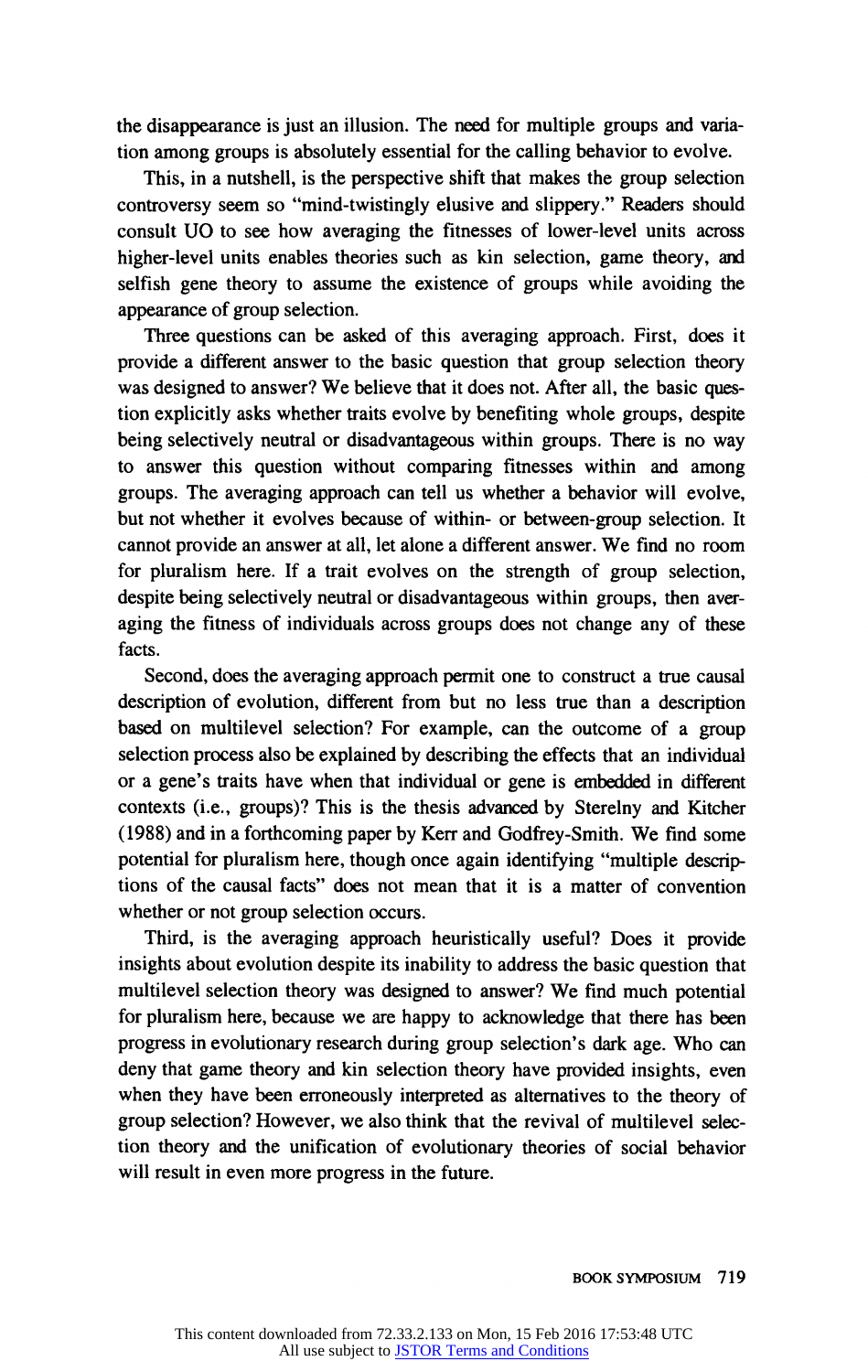the disappearance is just an illusion. The need for multiple groups and variation among groups is absolutely essential for the calling behavior to evolve.

This, in a nutshell, is the perspective shift that makes the group selection controversy seem so "mind-twistingly elusive and slippery." Readers should consult UO to see how averaging the fitnesses of lower-level units across higher-level units enables theories such as kin selection, game theory, and selfish gene theory to assume the existence of groups while avoiding the appearance of group selection.

Three questions can be asked of this averaging approach. First, does it provide a different answer to the basic question that group selection theory was designed to answer? We believe that it does not. After all, the basic question explicitly asks whether traits evolve by benefiting whole groups, despite being selectively neutral or disadvantageous within groups. There is no way to answer this question without comparing fitnesses within and among groups. The averaging approach can tell us whether a behavior will evolve, but not whether it evolves because of within- or between-group selection. It cannot provide an answer at all, let alone a different answer. We find no room for pluralism here. If a trait evolves on the strength of group selection, despite being selectively neutral or disadvantageous within groups, then averaging the fitness of individuals across groups does not change any of these facts.

Second, does the averaging approach permit one to construct a true causal description of evolution, different from but no less true than a description based on multilevel selection? For example, can the outcome of a group selection process also be explained by describing the effects that an individual or a gene's traits have when that individual or gene is embedded in different contexts (i.e., groups)? This is the thesis advanced by Sterelny and Kitcher (1988) and in a forthcoming paper by Kerr and Godfrey-Smith. We find some potential for pluralism here, though once again identifying "multiple descriptions of the causal facts" does not mean that it is a matter of convention whether or not group selection occurs.

Third, is the averaging approach heuristically useful? Does it provide insights about evolution despite its inability to address the basic question that multilevel selection theory was designed to answer? We find much potential for pluralism here, because we are happy to acknowledge that there has been progress in evolutionary research during group selection's dark age. Who can deny that game theory and kin selection theory have provided insights, even when they have been erroneously interpreted as alternatives to the theory of group selection? However, we also think that the revival of multilevel selection theory and the unification of evolutionary theories of social behavior will result in even more progress in the future.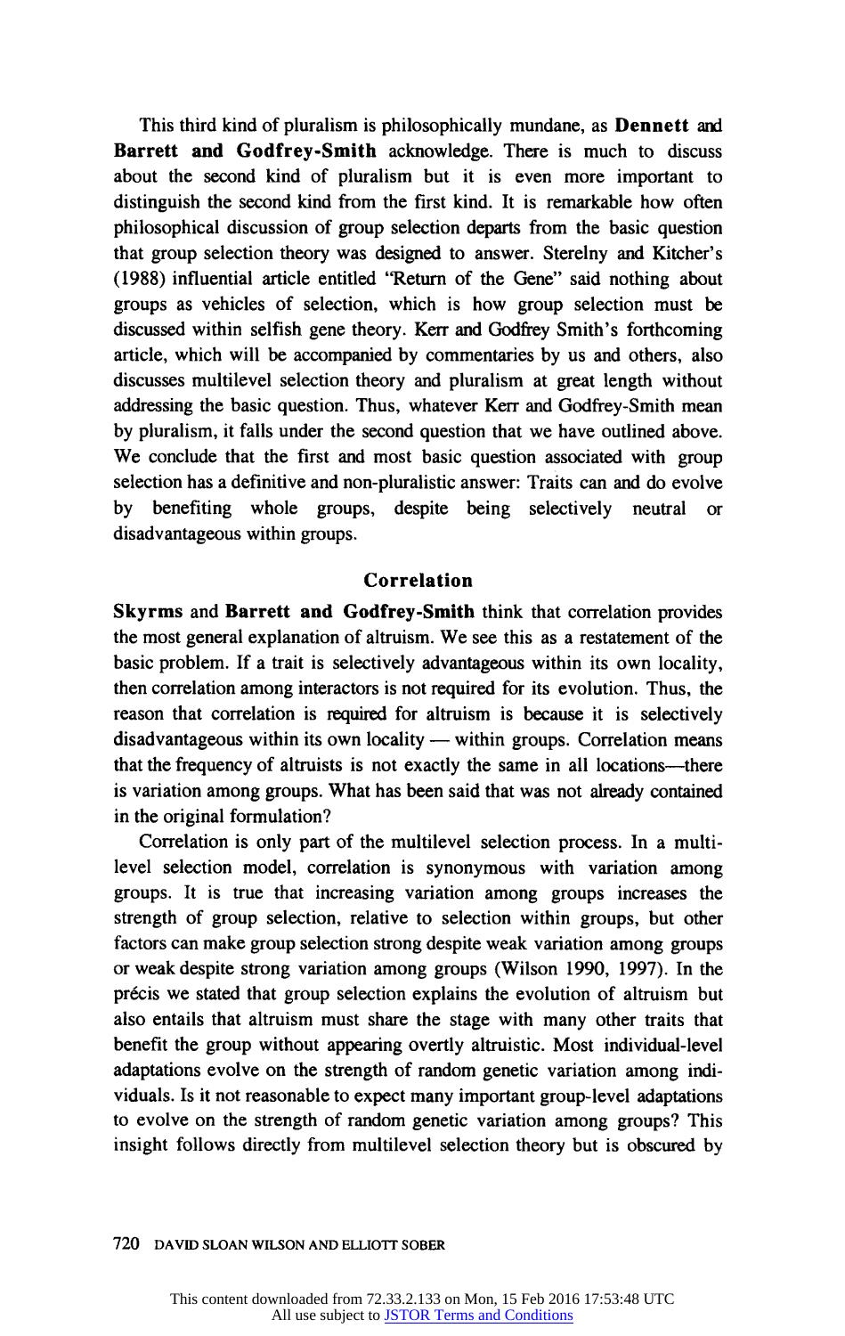This third kind of pluralism is philosophically mundane, as **Dennett** and **Barrett and Godfrey-Smith** acknowledge. There is much to discuss about the second kind of pluralism but it is even more important to distinguish the second kind from the first kind. It is remarkable how often philosophical discussion of group selection departs from the basic question that group selection theory was designed to answer. Sterelny and Kitcher's (1988) influential article entitled "Return of the Gene" said nothing about groups as vehicles of selection, which is how group selection must be discussed within selfish gene theory. Kerr and Godfrey Smith's forthcoming article, which will be accompanied by commentaries by us and others, also discusses multilevel selection theory and pluralism at great length without addressing the basic question. Thus, whatever Kerr and Godfrey-Smith mean by pluralism, it falls under the second question that we have outlined above. We conclude that the first and most basic question associated with group selection has a definitive and non-pluralistic answer: Traits can and do evolve by benefiting whole groups, despite being selectively neutral or disadvantageous within groups.

## Correlation

**Skyrms** and **Barrett and Godfrey-Smith** think that correlation provides the most general explanation of altruism. We see this as a restatement of the basic problem. If a trait is selectively advantageous within its own locality, then correlation among interactors is not required for its evolution. Thus, the reason that correlation is required for altruism is because it is selectively disadvantageous within its own locality — within groups. Correlation means that the frequency of altruists is not exactly the same in all locations—there is variation among groups. What has been said that was not already contained in the original formulation?

Correlation is only part of the multilevel selection process. In a multilevel selection model, correlation is synonymous with variation among groups. It is true that increasing variation among groups increases the strength of group selection, relative to selection within groups, but other factors can make group selection strong despite weak variation among groups or weak despite strong variation among groups (Wilson 1990, 1997). In the précis we stated that group selection explains the evolution of altruism but also entails that altruism must share the stage with many other traits that benefit the group without appearing overtly altruistic. Most individual-level adaptations evolve on the strength of random genetic variation among individuals. Is it not reasonable to expect many important group-level adaptations to evolve on the strength of random genetic variation among groups? This insight follows directly from multilevel selection theory but is obscured by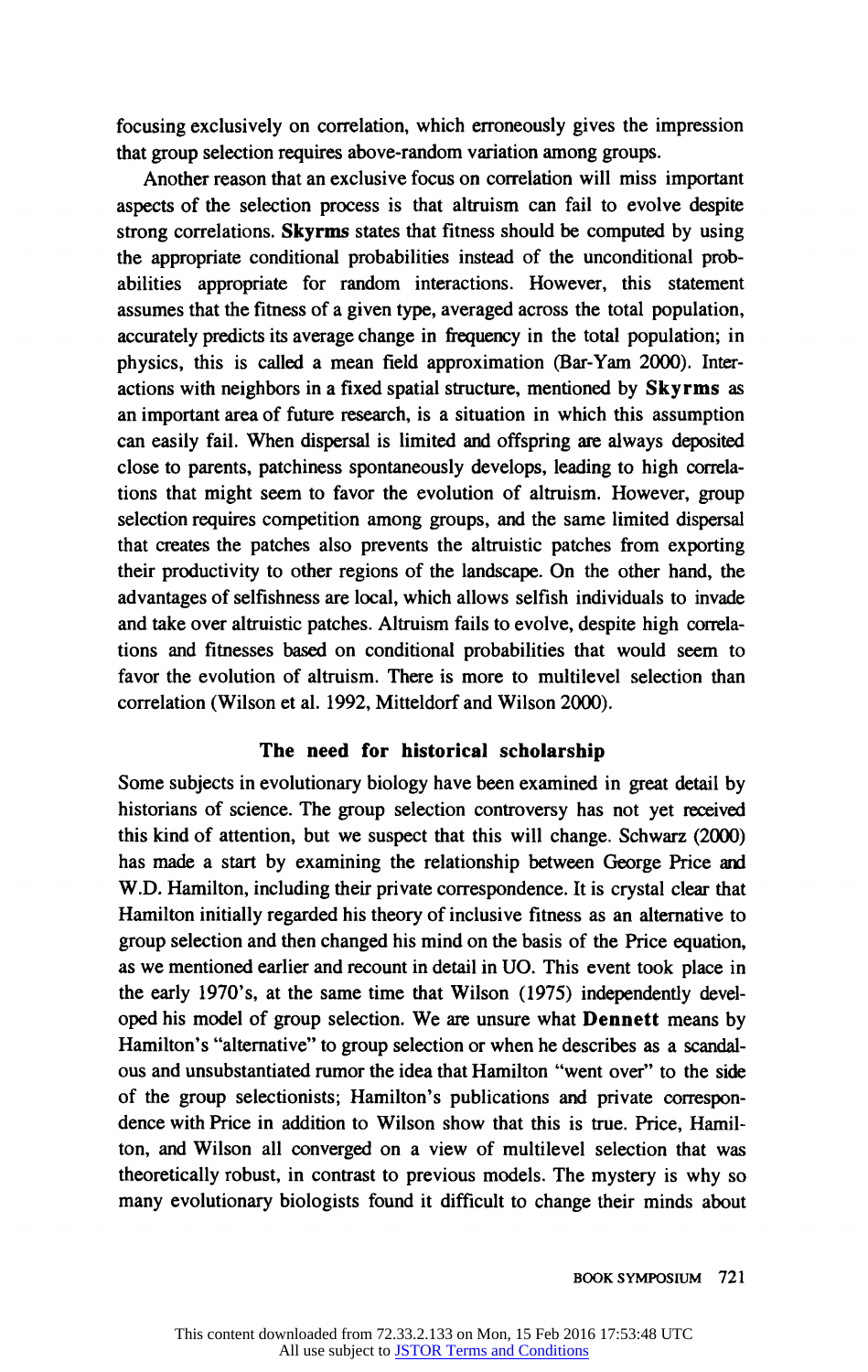focusing exclusively on correlation, which erroneously gives the impression that group selection requires above-random variation among groups.

Another reason that an exclusive focus on correlation will miss important aspects of the selection process is that altruism can fail to evolve despite strong correlations. **Skyrms** states that fitness should be computed by using the appropriate conditional probabilities instead of the unconditional probabilities appropriate for random interactions. However, this statement assumes that the fitness of a given type, averaged across the total population, accurately predicts its average change in frequency in the total population; in physics, this is called a mean field approximation (Bar-Yam 2000). Interactions with neighbors in a fixed spatial structure, mentioned by **Skyrms** as an important area of future research, is a situation in which this assumption can easily fail. When dispersal is limited and offspring are always deposited close to parents, patchiness spontaneously develops, leading to high correlations that might seem to favor the evolution of altruism. However, group selection requires competition among groups, and the same limited dispersal that creates the patches also prevents the altruistic patches from exporting their productivity to other regions of the landscape. On the other hand, the advantages of selfishness are local, which allows selfish individuals to invade and take over altruistic patches. Altruism fails to evolve, despite high correlations and fitnesses based on conditional probabilities that would seem to favor the evolution of altruism. There is more to multilevel selection than correlation (Wilson et al. 1992, Mitteldorf and Wilson 2000).

## The need for historical scholarship

Some subjects in evolutionary biology have been examined in great detail by historians of science. The group selection controversy has not yet received this kind of attention, but we suspect that this will change. Schwarz (2000) has made a start by examining the relationship between George Price and W.D. Hamilton, including their private correspondence. It is crystal clear that Hamilton initially regarded his theory of inclusive fitness as an alternative to group selection and then changed his mind on the basis of the Price equation, as we mentioned earlier and recount in detail in UO. This event took place in the early 1970's, at the same time that Wilson (1975) independently developed his model of group selection. We are unsure what **Dennett** means by Hamilton's "alternative" to group selection or when he describes as a scandalous and unsubstantiated rumor the idea that Hamilton "went over" to the side of the group selectionists; Hamilton's publications and private correspondence with Price in addition to Wilson show that this is true. Price, Hamilton, and Wilson all converged on a view of multilevel selection that was theoretically robust, in contrast to previous models. The mystery is why so many evolutionary biologists found it difficult to change their minds about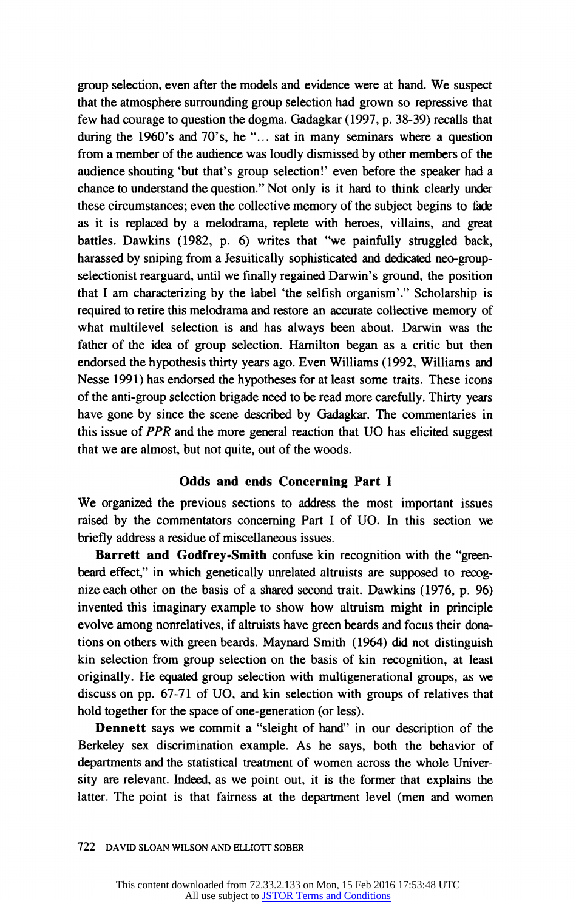group selection, even after the models and evidence were at hand. We suspect that the atmosphere surrounding group selection had grown so repressive that few had courage to question the dogma. Gadagkar (1997, p. 38-39) recalls that during the 1960's and 70's, he "... sat in many seminars where a question from a member of the audience was loudly dismissed by other members of the audience shouting 'but that's group selection!' even before the speaker had a chance to understand the question." Not only is it hard to think clearly under these circumstances; even the collective memory of the subject begins to fade as it is replaced by a melodrama, replete with heroes, villains, and great battles. Dawkins (1982, p. 6) writes that "we painfully struggled back, harassed by sniping from a Jesuitically sophisticated and dedicated neo-group-selectionist rearguard, until we finally regained Darwin's ground, the position that I am characterizing by the label 'the selfish organism'." Scholarship is required to retire this melodrama and restore an accurate collective memory of what multilevel selection is and has always been about. Darwin was the father of the idea of group selection. Hamilton began as a critic but then endorsed the hypothesis thirty years ago. Even Williams (1992, Williams and Nesse 1991) has endorsed the hypotheses for at least some traits. These icons of the anti-group selection brigade need to be read more carefully. Thirty years have gone by since the scene described by Gadagkar. The commentaries in this issue of *PPR* and the more general reaction that UO has elicited suggest that we are almost, but not quite, out of the woods.

## Odds and ends Concerning Part I

We organized the previous sections to address the most important issues raised by the commentators concerning Part I of UO. In this section we briefly address a residue of miscellaneous issues.

**Barrett and Godfrey-Smith** confuse kin recognition with the "green-beard effect," in which genetically unrelated altruists are supposed to recognize each other on the basis of a shared second trait. Dawkins (1976, p. 96) invented this imaginary example to show how altruism might in principle evolve among nonrelatives, if altruists have green beards and focus their donations on others with green beards. Maynard Smith (1964) did not distinguish kin selection from group selection on the basis of kin recognition, at least originally. He equated group selection with multigenerational groups, as we discuss on pp. 67-71 of UO, and kin selection with groups of relatives that hold together for the space of one-generation (or less).

**Dennett** says we commit a "sleight of hand" in our description of the Berkeley sex discrimination example. As he says, both the behavior of departments and the statistical treatment of women across the whole University are relevant. Indeed, as we point out, it is the former that explains the latter. The point is that fairness at the department level (men and women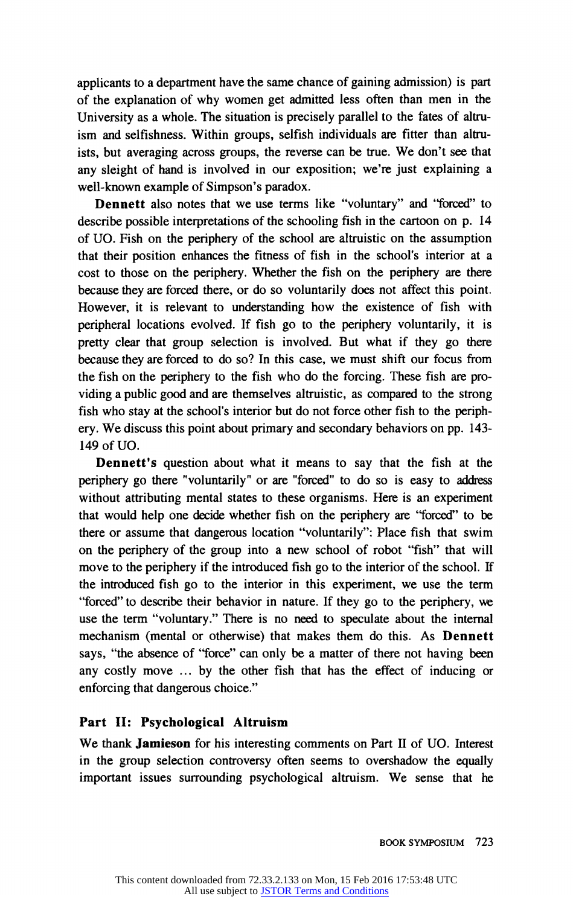applicants to a department have the same chance of gaining admission) is part of the explanation of why women get admitted less often than men in the University as a whole. The situation is precisely parallel to the fates of altruism and selfishness. Within groups, selfish individuals are fitter than altruists, but averaging across groups, the reverse can be true. We don't see that any sleight of hand is involved in our exposition; we're just explaining a well-known example of Simpson's paradox.

**Dennett** also notes that we use terms like "voluntary" and "forced" to describe possible interpretations of the schooling fish in the cartoon on p. 14 of UO. Fish on the periphery of the school are altruistic on the assumption that their position enhances the fitness of fish in the school's interior at a cost to those on the periphery. Whether the fish on the periphery are there because they are forced there, or do so voluntarily does not affect this point. However, it is relevant to understanding how the existence of fish with peripheral locations evolved. If fish go to the periphery voluntarily, it is pretty clear that group selection is involved. But what if they go there because they are forced to do so? In this case, we must shift our focus from the fish on the periphery to the fish who do the forcing. These fish are providing a public good and are themselves altruistic, as compared to the strong fish who stay at the school's interior but do not force other fish to the periphery. We discuss this point about primary and secondary behaviors on pp. 143-149 of UO.

**Dennett's** question about what it means to say that the fish at the periphery go there "voluntarily" or are "forced" to do so is easy to address without attributing mental states to these organisms. Here is an experiment that would help one decide whether fish on the periphery are "forced" to be there or assume that dangerous location "voluntarily": Place fish that swim on the periphery of the group into a new school of robot "fish" that will move to the periphery if the introduced fish go to the interior of the school. If the introduced fish go to the interior in this experiment, we use the term "forced" to describe their behavior in nature. If they go to the periphery, we use the term "voluntary." There is no need to speculate about the internal mechanism (mental or otherwise) that makes them do this. As **Dennett** says, "the absence of "force" can only be a matter of there not having been any costly move ... by the other fish that has the effect of inducing or enforcing that dangerous choice."

## Part II: Psychological Altruism

We thank **Jamieson** for his interesting comments on Part II of UO. Interest in the group selection controversy often seems to overshadow the equally important issues surrounding psychological altruism. We sense that he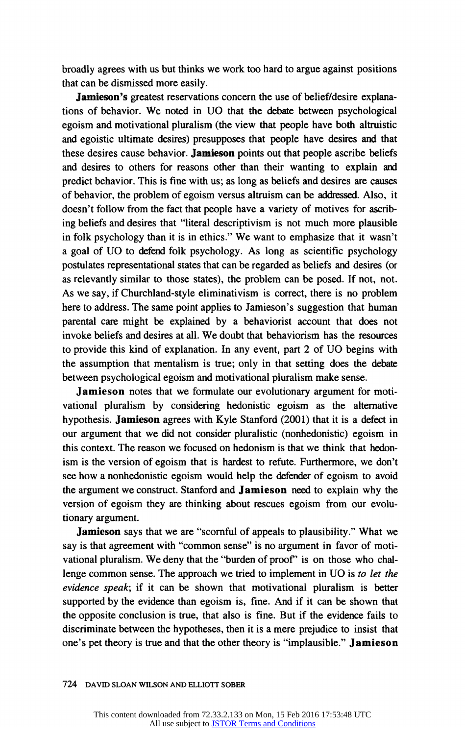broadly agrees with us but thinks we work too hard to argue against positions that can be dismissed more easily.

**Jamieson's** greatest reservations concern the use of belief/desire explanations of behavior. We noted in UO that the debate between psychological egoism and motivational pluralism (the view that people have both altruistic and egoistic ultimate desires) presupposes that people have desires and that these desires cause behavior. **Jamieson** points out that people ascribe beliefs and desires to others for reasons other than their wanting to explain and predict behavior. This is fine with us; as long as beliefs and desires are causes of behavior, the problem of egoism versus altruism can be addressed. Also, it doesn't follow from the fact that people have a variety of motives for ascribing beliefs and desires that "literal descriptivism is not much more plausible in folk psychology than it is in ethics." We want to emphasize that it wasn't a goal of UO to defend folk psychology. As long as scientific psychology postulates representational states that can be regarded as beliefs and desires (or as relevantly similar to those states), the problem can be posed. If not, not. As we say, if Churchland-style eliminativism is correct, there is no problem here to address. The same point applies to Jamieson's suggestion that human parental care might be explained by a behaviorist account that does not invoke beliefs and desires at all. We doubt that behaviorism has the resources to provide this kind of explanation. In any event, part 2 of UO begins with the assumption that mentalism is true; only in that setting does the debate between psychological egoism and motivational pluralism make sense.

**Jamieson** notes that we formulate our evolutionary argument for motivational pluralism by considering hedonistic egoism as the alternative hypothesis. **Jamieson** agrees with Kyle Stanford (2001) that it is a defect in our argument that we did not consider pluralistic (nonhedonistic) egoism in this context. The reason we focused on hedonism is that we think that hedonism is the version of egoism that is hardest to refute. Furthermore, we don't see how a nonhedonistic egoism would help the defender of egoism to avoid the argument we construct. Stanford and **Jamieson** need to explain why the version of egoism they are thinking about rescues egoism from our evolutionary argument.

**Jamieson** says that we are "scornful of appeals to plausibility." What we say is that agreement with "common sense" is no argument in favor of motivational pluralism. We deny that the "burden of proof" is on those who challenge common sense. The approach we tried to implement in UO is *to let the evidence speak*; if it can be shown that motivational pluralism is better supported by the evidence than egoism is, fine. And if it can be shown that the opposite conclusion is true, that also is fine. But if the evidence fails to discriminate between the hypotheses, then it is a mere prejudice to insist that one's pet theory is true and that the other theory is "implausible." **Jamieson**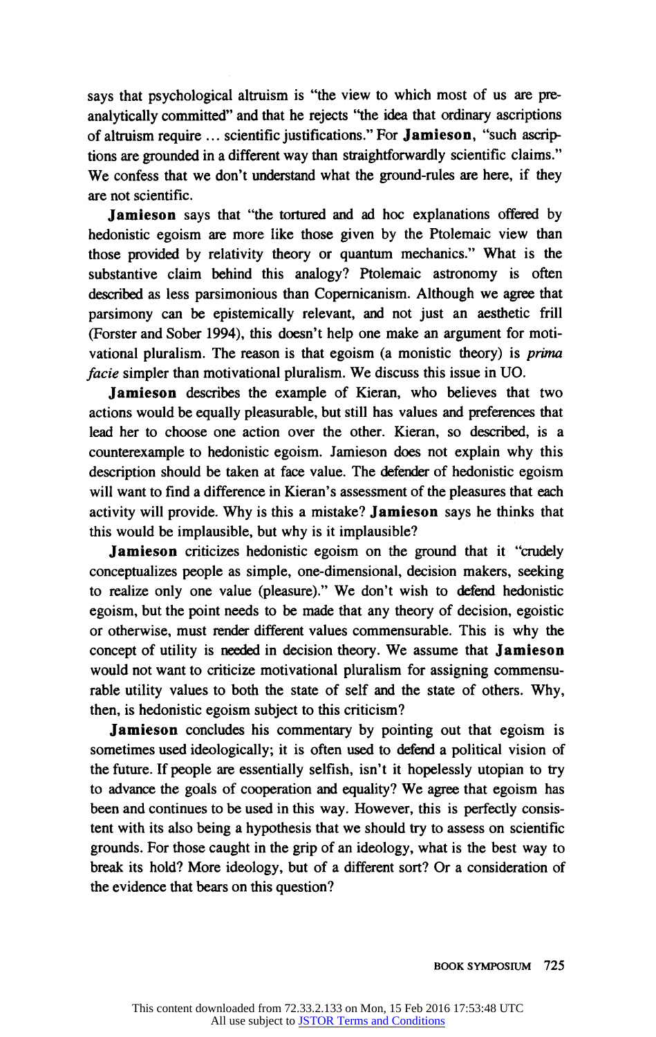says that psychological altruism is "the view to which most of us are pre-analytically committed" and that he rejects "the idea that ordinary ascriptions of altruism require ... scientific justifications." For **Jamieson**, "such ascriptions are grounded in a different way than straightforwardly scientific claims." We confess that we don't understand what the ground-rules are here, if they are not scientific.

**Jamieson** says that "the tortured and ad hoc explanations offered by hedonistic egoism are more like those given by the Ptolemaic view than those provided by relativity theory or quantum mechanics." What is the substantive claim behind this analogy? Ptolemaic astronomy is often described as less parsimonious than Copernicanism. Although we agree that parsimony can be epistemically relevant, and not just an aesthetic frill (Forster and Sober 1994), this doesn't help one make an argument for motivational pluralism. The reason is that egoism (a monistic theory) is *prima facie* simpler than motivational pluralism. We discuss this issue in UO.

**Jamieson** describes the example of Kieran, who believes that two actions would be equally pleasurable, but still has values and preferences that lead her to choose one action over the other. Kieran, so described, is a counterexample to hedonistic egoism. Jamieson does not explain why this description should be taken at face value. The defender of hedonistic egoism will want to find a difference in Kieran's assessment of the pleasures that each activity will provide. Why is this a mistake? **Jamieson** says he thinks that this would be implausible, but why is it implausible?

**Jamieson** criticizes hedonistic egoism on the ground that it "crudely conceptualizes people as simple, one-dimensional, decision makers, seeking to realize only one value (pleasure)." We don't wish to defend hedonistic egoism, but the point needs to be made that any theory of decision, egoistic or otherwise, must render different values commensurable. This is why the concept of utility is needed in decision theory. We assume that **Jamieson** would not want to criticize motivational pluralism for assigning commensurable utility values to both the state of self and the state of others. Why, then, is hedonistic egoism subject to this criticism?

**Jamieson** concludes his commentary by pointing out that egoism is sometimes used ideologically; it is often used to defend a political vision of the future. If people are essentially selfish, isn't it hopelessly utopian to try to advance the goals of cooperation and equality? We agree that egoism has been and continues to be used in this way. However, this is perfectly consistent with its also being a hypothesis that we should try to assess on scientific grounds. For those caught in the grip of an ideology, what is the best way to break its hold? More ideology, but of a different sort? Or a consideration of the evidence that bears on this question?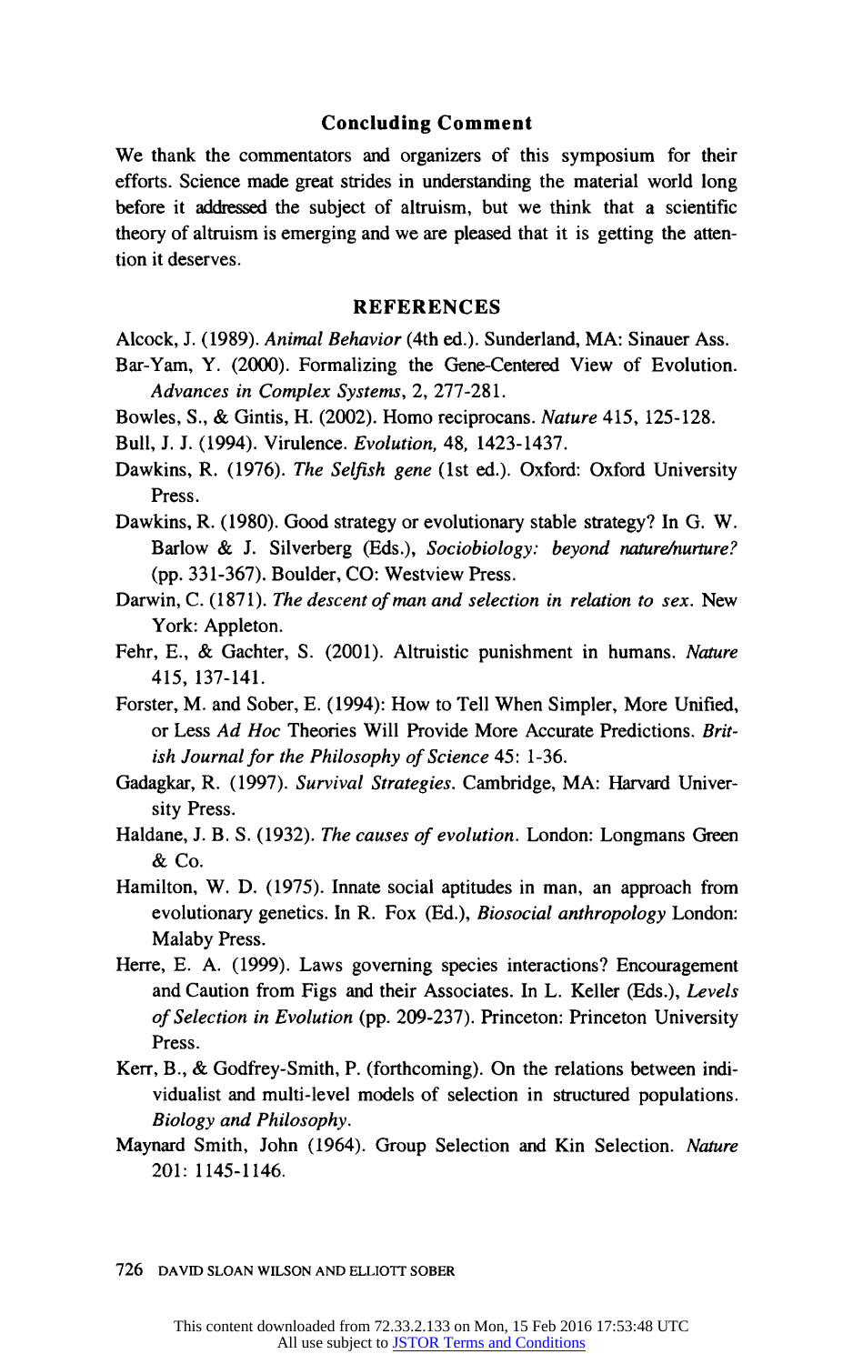## Concluding Comment

We thank the commentators and organizers of this symposium for their efforts. Science made great strides in understanding the material world long before it addressed the subject of altruism, but we think that a scientific theory of altruism is emerging and we are pleased that it is getting the attention it deserves.

## REFERENCES

Alcock, J. (1989). *Animal Behavior* (4th ed.). Sunderland, MA: Sinauer Ass.

Bar-Yam, Y. (2000). Formalizing the Gene-Centered View of Evolution. *Advances in Complex Systems*, 2, 277-281.

Bowles, S., & Gintis, H. (2002). Homo reciprocans. *Nature* 415, 125-128.

Bull, J. J. (1994). Virulence. *Evolution*, 48, 1423-1437.

Dawkins, R. (1976). *The Selfish gene* (1st ed.). Oxford: Oxford University Press.

Dawkins, R. (1980). Good strategy or evolutionary stable strategy? In G. W. Barlow & J. Silverberg (Eds.), *Sociobiology: beyond nature/nurture?* (pp. 331-367). Boulder, CO: Westview Press.

Darwin, C. (1871). *The descent of man and selection in relation to sex*. New York: Appleton.

Fehr, E., & Gachter, S. (2001). Altruistic punishment in humans. *Nature* 415, 137-141.

Forster, M. and Sober, E. (1994): How to Tell When Simpler, More Unified, or Less *Ad Hoc* Theories Will Provide More Accurate Predictions. *British Journal for the Philosophy of Science* 45: 1-36.

Gadagkar, R. (1997). *Survival Strategies*. Cambridge, MA: Harvard University Press.

Haldane, J. B. S. (1932). *The causes of evolution*. London: Longmans Green & Co.

Hamilton, W. D. (1975). Innate social aptitudes in man, an approach from evolutionary genetics. In R. Fox (Ed.), *Biosocial anthropology* London: Malaby Press.

Herre, E. A. (1999). Laws governing species interactions? Encouragement and Caution from Figs and their Associates. In L. Keller (Eds.), *Levels of Selection in Evolution* (pp. 209-237). Princeton: Princeton University Press.

Kerr, B., & Godfrey-Smith, P. (forthcoming). On the relations between individualist and multi-level models of selection in structured populations. *Biology and Philosophy*.

Maynard Smith, John (1964). Group Selection and Kin Selection. *Nature* 201: 1145-1146.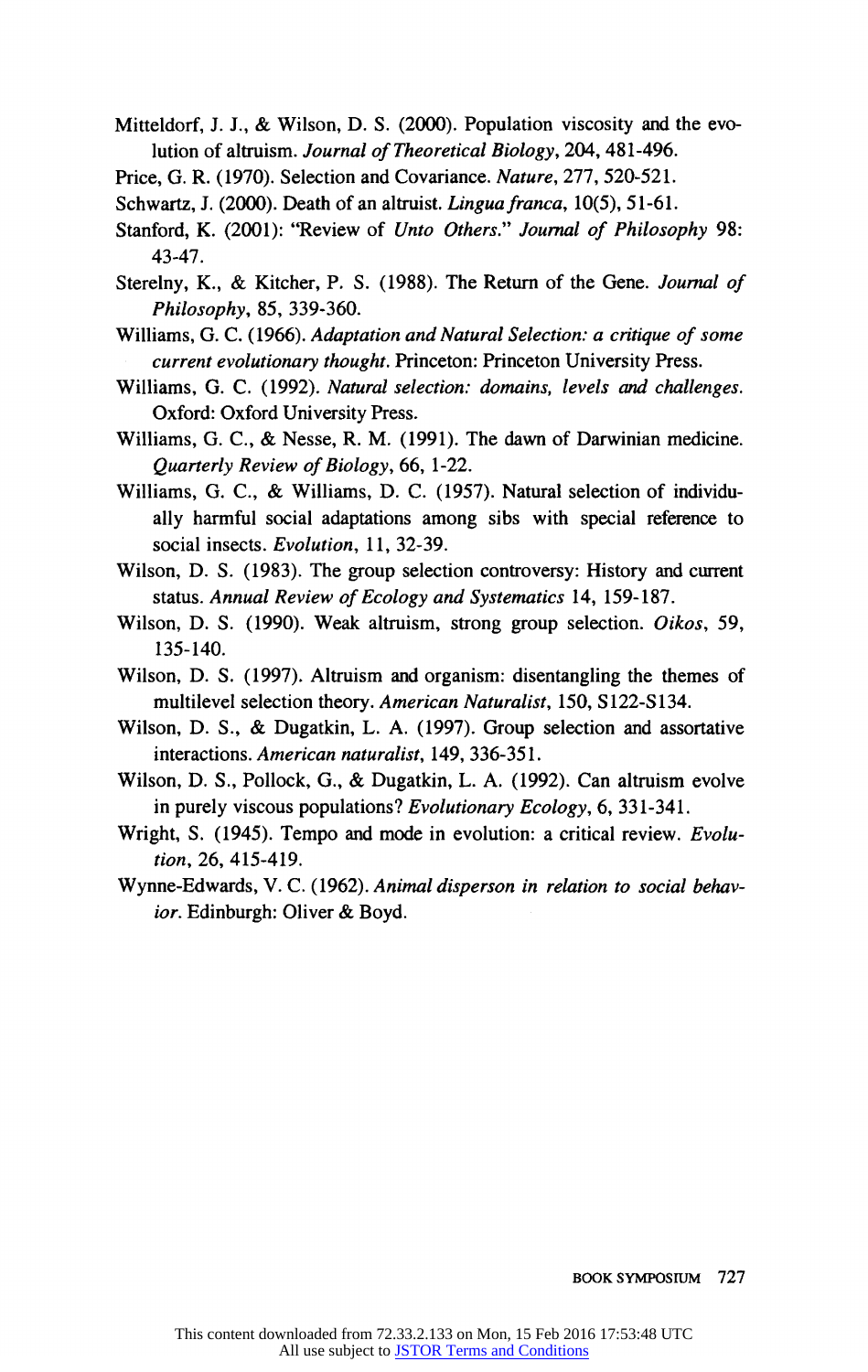Mitteldorf, J. J., & Wilson, D. S. (2000). Population viscosity and the evolution of altruism. *Journal of Theoretical Biology*, 204, 481-496.

Price, G. R. (1970). Selection and Covariance. *Nature*, 277, 520-521.

Schwartz, J. (2000). Death of an altruist. *Lingua franca*, 10(5), 51-61.

Stanford, K. (2001): "Review of *Unto Others*." *Journal of Philosophy* 98: 43-47.

Sterelny, K., & Kitcher, P. S. (1988). The Return of the Gene. *Journal of Philosophy*, 85, 339-360.

Williams, G. C. (1966). *Adaptation and Natural Selection: a critique of some current evolutionary thought*. Princeton: Princeton University Press.

Williams, G. C. (1992). *Natural selection: domains, levels and challenges*. Oxford: Oxford University Press.

Williams, G. C., & Nesse, R. M. (1991). The dawn of Darwinian medicine. *Quarterly Review of Biology*, 66, 1-22.

Williams, G. C., & Williams, D. C. (1957). Natural selection of individually harmful social adaptations among sibs with special reference to social insects. *Evolution*, 11, 32-39.

Wilson, D. S. (1983). The group selection controversy: History and current status. *Annual Review of Ecology and Systematics* 14, 159-187.

Wilson, D. S. (1990). Weak altruism, strong group selection. *Oikos*, 59, 135-140.

Wilson, D. S. (1997). Altruism and organism: disentangling the themes of multilevel selection theory. *American Naturalist*, 150, S122-S134.

Wilson, D. S., & Dugatkin, L. A. (1997). Group selection and assortative interactions. *American naturalist*, 149, 336-351.

Wilson, D. S., Pollock, G., & Dugatkin, L. A. (1992). Can altruism evolve in purely viscous populations? *Evolutionary Ecology*, 6, 331-341.

Wright, S. (1945). Tempo and mode in evolution: a critical review. *Evolution*, 26, 415-419.

Wynne-Edwards, V. C. (1962). *Animal disperson in relation to social behavior*. Edinburgh: Oliver & Boyd.